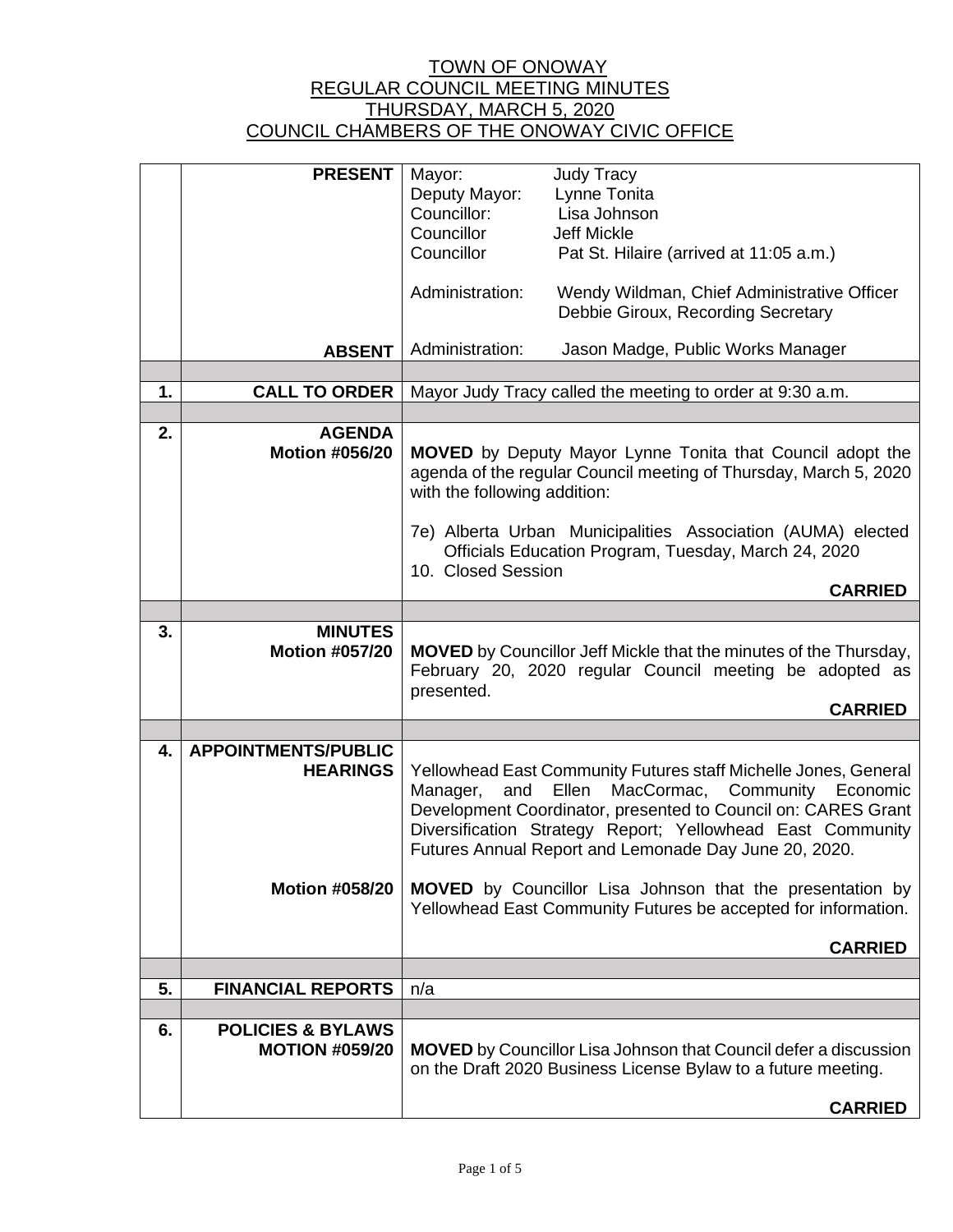# TOWN OF ONOWAY
## REGULAR COUNCIL MEETING MINUTES
## THURSDAY, MARCH 5, 2020
## COUNCIL CHAMBERS OF THE ONOWAY CIVIC OFFICE

| | | |
|---|---|---|
| | **PRESENT** | Mayor: Judy Tracy<br>Deputy Mayor: Lynne Tonita<br>Councillor: Lisa Johnson<br>Councillor Jeff Mickle<br>Councillor Pat St. Hilaire (arrived at 11:05 a.m.)<br><br>Administration: Wendy Wildman, Chief Administrative Officer<br>Debbie Giroux, Recording Secretary |
| | **ABSENT** | Administration: Jason Madge, Public Works Manager |
| | | |
| **1.** | **CALL TO ORDER** | Mayor Judy Tracy called the meeting to order at 9:30 a.m. |
| | | |
| **2.** | **AGENDA**<br>**Motion #056/20** | **MOVED** by Deputy Mayor Lynne Tonita that Council adopt the agenda of the regular Council meeting of Thursday, March 5, 2020 with the following addition:<br><br>7e) Alberta Urban Municipalities Association (AUMA) elected Officials Education Program, Tuesday, March 24, 2020<br>10. Closed Session<br>**CARRIED** |
| | | |
| **3.** | **MINUTES**<br>**Motion #057/20** | **MOVED** by Councillor Jeff Mickle that the minutes of the Thursday, February 20, 2020 regular Council meeting be adopted as presented.<br>**CARRIED** |
| | | |
| **4.** | **APPOINTMENTS/PUBLIC HEARINGS** | Yellowhead East Community Futures staff Michelle Jones, General Manager, and Ellen MacCormac, Community Economic Development Coordinator, presented to Council on: CARES Grant Diversification Strategy Report; Yellowhead East Community Futures Annual Report and Lemonade Day June 20, 2020. |
| | **Motion #058/20** | **MOVED** by Councillor Lisa Johnson that the presentation by Yellowhead East Community Futures be accepted for information.<br>**CARRIED** |
| | | |
| **5.** | **FINANCIAL REPORTS** | n/a |
| | | |
| **6.** | **POLICIES & BYLAWS**<br>**MOTION #059/20** | **MOVED** by Councillor Lisa Johnson that Council defer a discussion on the Draft 2020 Business License Bylaw to a future meeting.<br>**CARRIED** |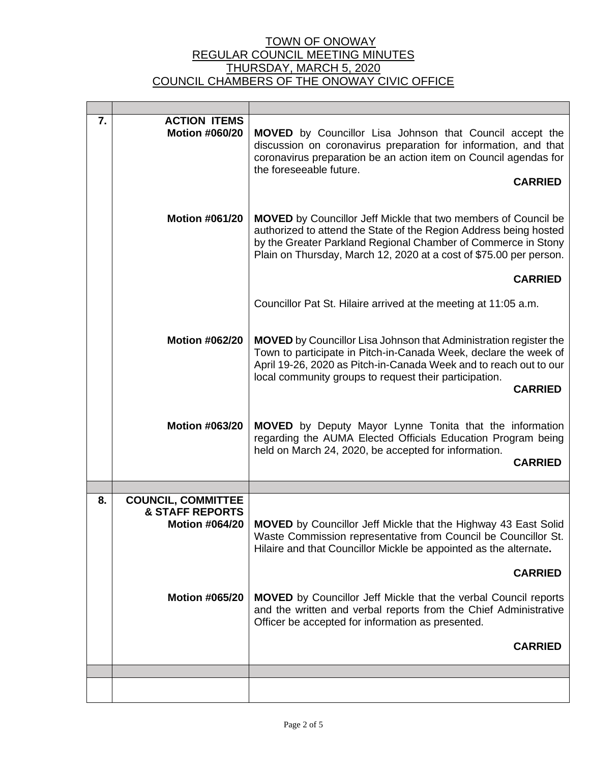# TOWN OF ONOWAY
## REGULAR COUNCIL MEETING MINUTES
## THURSDAY, MARCH 5, 2020
## COUNCIL CHAMBERS OF THE ONOWAY CIVIC OFFICE

| | | |
|---|---|---|
| **7.** | **ACTION ITEMS** **Motion #060/20** | **MOVED** by Councillor Lisa Johnson that Council accept the discussion on coronavirus preparation for information, and that coronavirus preparation be an action item on Council agendas for the foreseeable future. **CARRIED** |
| | **Motion #061/20** | **MOVED** by Councillor Jeff Mickle that two members of Council be authorized to attend the State of the Region Address being hosted by the Greater Parkland Regional Chamber of Commerce in Stony Plain on Thursday, March 12, 2020 at a cost of $75.00 per person. **CARRIED** Councillor Pat St. Hilaire arrived at the meeting at 11:05 a.m. |
| | **Motion #062/20** | **MOVED** by Councillor Lisa Johnson that Administration register the Town to participate in Pitch-in-Canada Week, declare the week of April 19-26, 2020 as Pitch-in-Canada Week and to reach out to our local community groups to request their participation. **CARRIED** |
| | **Motion #063/20** | **MOVED** by Deputy Mayor Lynne Tonita that the information regarding the AUMA Elected Officials Education Program being held on March 24, 2020, be accepted for information. **CARRIED** |
| | | |
| **8.** | **COUNCIL, COMMITTEE & STAFF REPORTS** **Motion #064/20** | **MOVED** by Councillor Jeff Mickle that the Highway 43 East Solid Waste Commission representative from Council be Councillor St. Hilaire and that Councillor Mickle be appointed as the alternate**.** **CARRIED** |
| | **Motion #065/20** | **MOVED** by Councillor Jeff Mickle that the verbal Council reports and the written and verbal reports from the Chief Administrative Officer be accepted for information as presented. **CARRIED** |
| | | |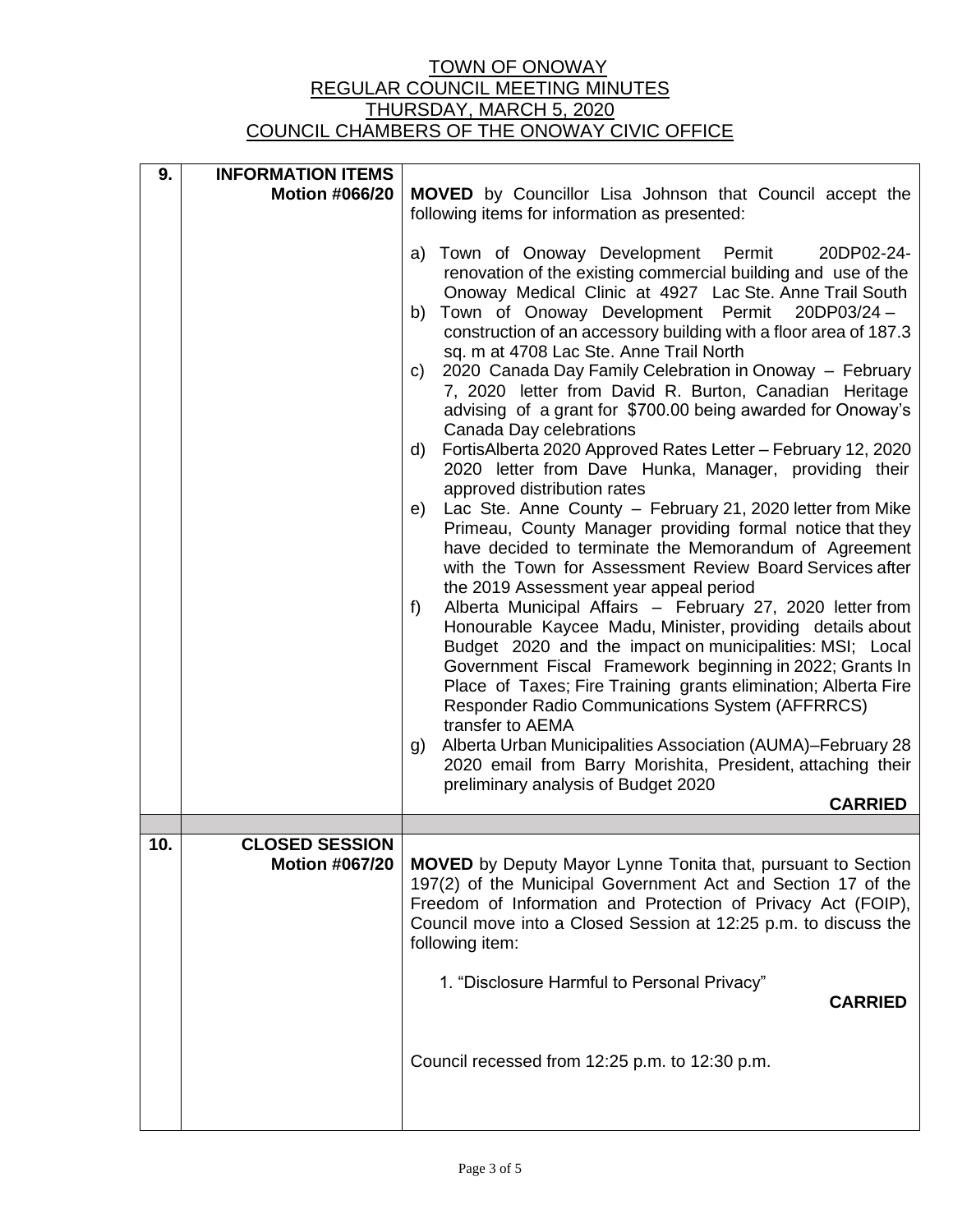TOWN OF ONOWAY
REGULAR COUNCIL MEETING MINUTES
THURSDAY, MARCH 5, 2020
COUNCIL CHAMBERS OF THE ONOWAY CIVIC OFFICE

| | | |
|---|---|---|
| **9.** | **INFORMATION ITEMS** **Motion #066/20** | **MOVED** by Councillor Lisa Johnson that Council accept the following items for information as presented:<br><br>a) Town of Onoway Development Permit 20DP02-24- renovation of the existing commercial building and use of the Onoway Medical Clinic at 4927 Lac Ste. Anne Trail South<br>b) Town of Onoway Development Permit 20DP03/24 – construction of an accessory building with a floor area of 187.3 sq. m at 4708 Lac Ste. Anne Trail North<br>c) 2020 Canada Day Family Celebration in Onoway – February 7, 2020 letter from David R. Burton, Canadian Heritage advising of a grant for $700.00 being awarded for Onoway's Canada Day celebrations<br>d) FortisAlberta 2020 Approved Rates Letter – February 12, 2020 2020 letter from Dave Hunka, Manager, providing their approved distribution rates<br>e) Lac Ste. Anne County – February 21, 2020 letter from Mike Primeau, County Manager providing formal notice that they have decided to terminate the Memorandum of Agreement with the Town for Assessment Review Board Services after the 2019 Assessment year appeal period<br>f) Alberta Municipal Affairs – February 27, 2020 letter from Honourable Kaycee Madu, Minister, providing details about Budget 2020 and the impact on municipalities: MSI; Local Government Fiscal Framework beginning in 2022; Grants In Place of Taxes; Fire Training grants elimination; Alberta Fire Responder Radio Communications System (AFFRRCS) transfer to AEMA<br>g) Alberta Urban Municipalities Association (AUMA)–February 28 2020 email from Barry Morishita, President, attaching their preliminary analysis of Budget 2020<br><br>**CARRIED** |
| | | |
| **10.** | **CLOSED SESSION** **Motion #067/20** | **MOVED** by Deputy Mayor Lynne Tonita that, pursuant to Section 197(2) of the Municipal Government Act and Section 17 of the Freedom of Information and Protection of Privacy Act (FOIP), Council move into a Closed Session at 12:25 p.m. to discuss the following item:<br><br>1. "Disclosure Harmful to Personal Privacy"<br><br>**CARRIED**<br><br>Council recessed from 12:25 p.m. to 12:30 p.m. |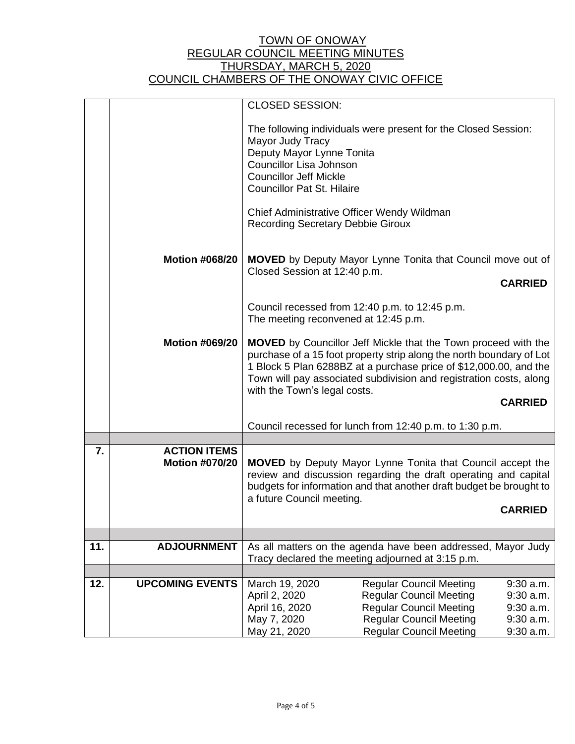# TOWN OF ONOWAY
## REGULAR COUNCIL MEETING MINUTES
## THURSDAY, MARCH 5, 2020
## COUNCIL CHAMBERS OF THE ONOWAY CIVIC OFFICE

| | | |
|---|---|---|
| | | CLOSED SESSION:<br><br>The following individuals were present for the Closed Session:<br>Mayor Judy Tracy<br>Deputy Mayor Lynne Tonita<br>Councillor Lisa Johnson<br>Councillor Jeff Mickle<br>Councillor Pat St. Hilaire<br><br>Chief Administrative Officer Wendy Wildman<br>Recording Secretary Debbie Giroux |
| | **Motion #068/20** | **MOVED** by Deputy Mayor Lynne Tonita that Council move out of Closed Session at 12:40 p.m.<br>**CARRIED**<br><br>Council recessed from 12:40 p.m. to 12:45 p.m.<br>The meeting reconvened at 12:45 p.m. |
| | **Motion #069/20** | **MOVED** by Councillor Jeff Mickle that the Town proceed with the purchase of a 15 foot property strip along the north boundary of Lot 1 Block 5 Plan 6288BZ at a purchase price of $12,000.00, and the Town will pay associated subdivision and registration costs, along with the Town's legal costs.<br>**CARRIED**<br><br>Council recessed for lunch from 12:40 p.m. to 1:30 p.m. |
| | | |
| **7.** | **ACTION ITEMS**<br>**Motion #070/20** | **MOVED** by Deputy Mayor Lynne Tonita that Council accept the review and discussion regarding the draft operating and capital budgets for information and that another draft budget be brought to a future Council meeting.<br>**CARRIED** |
| | | |
| **11.** | **ADJOURNMENT** | As all matters on the agenda have been addressed, Mayor Judy Tracy declared the meeting adjourned at 3:15 p.m. |
| | | |
| **12.** | **UPCOMING EVENTS** | March 19, 2020 — Regular Council Meeting — 9:30 a.m.<br>April 2, 2020 — Regular Council Meeting — 9:30 a.m.<br>April 16, 2020 — Regular Council Meeting — 9:30 a.m.<br>May 7, 2020 — Regular Council Meeting — 9:30 a.m.<br>May 21, 2020 — Regular Council Meeting — 9:30 a.m. |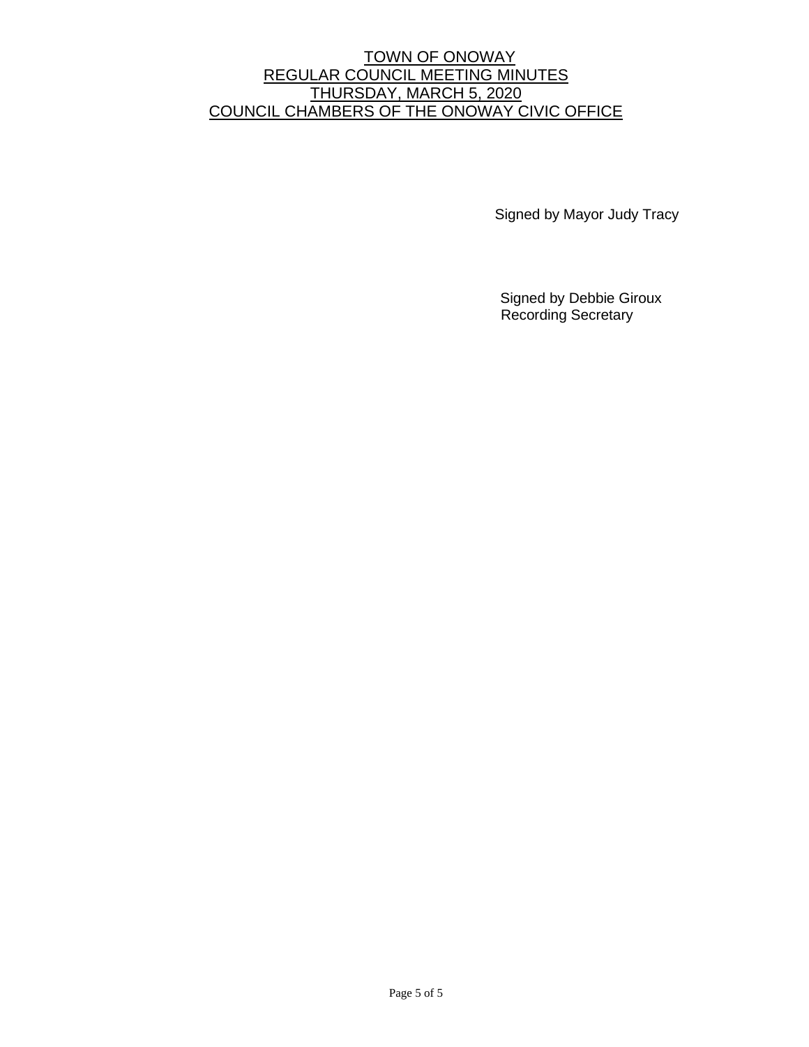TOWN OF ONOWAY
REGULAR COUNCIL MEETING MINUTES
THURSDAY, MARCH 5, 2020
COUNCIL CHAMBERS OF THE ONOWAY CIVIC OFFICE

Signed by Mayor Judy Tracy

Signed by Debbie Giroux
Recording Secretary